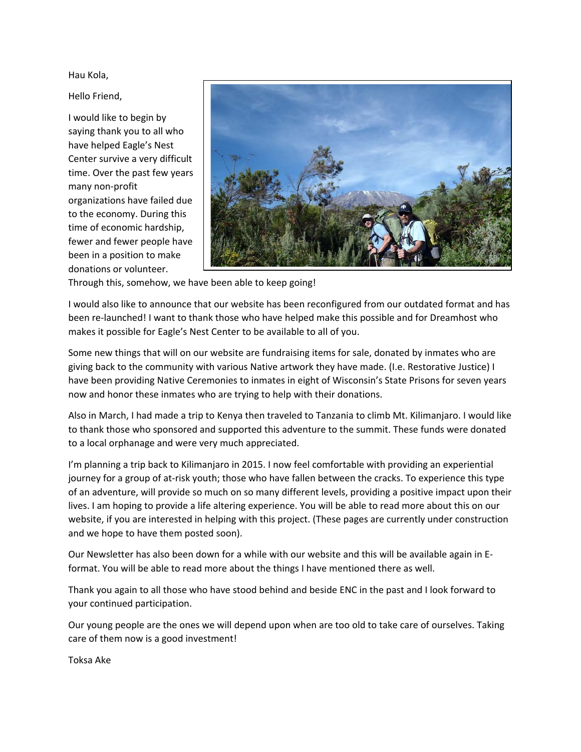Hau Kola,

Hello Friend,

I would like to begin by saying thank you to all who have helped Eagle's Nest Center survive a very difficult time. Over the past few years many non-profit organizations have failed due to the economy. During this time of economic hardship, fewer and fewer people have been in a position to make donations or volunteer. Through this, somehow, we have been able to keep going!

I would also like to announce that our website has been reconfigured from our outdated format and has been re-launched! I want to thank those who have helped make this possible and for Dreamhost who makes it possible for Eagle's Nest Center to be available to all of you.

Some new things that will on our website are fundraising items for sale, donated by inmates who are giving back to the community with various Native artwork they have made. (I.e. Restorative Justice) I have been providing Native Ceremonies to inmates in eight of Wisconsin's State Prisons for seven years now and honor these inmates who are trying to help with their donations.

Also in March, I had made a trip to Kenya then traveled to Tanzania to climb Mt. Kilimanjaro. I would like to thank those who sponsored and supported this adventure to the summit. These funds were donated to a local orphanage and were very much appreciated.

I'm planning a trip back to Kilimanjaro in 2015. I now feel comfortable with providing an experiential journey for a group of at-risk youth; those who have fallen between the cracks. To experience this type of an adventure, will provide so much on so many different levels, providing a positive impact upon their lives. I am hoping to provide a life altering experience. You will be able to read more about this on our website, if you are interested in helping with this project. (These pages are currently under construction and we hope to have them posted soon).

Our Newsletter has also been down for a while with our website and this will be available again in E-format. You will be able to read more about the things I have mentioned there as well.

Thank you again to all those who have stood behind and beside ENC in the past and I look forward to your continued participation.

Our young people are the ones we will depend upon when are too old to take care of ourselves. Taking care of them now is a good investment!

Toksa Ake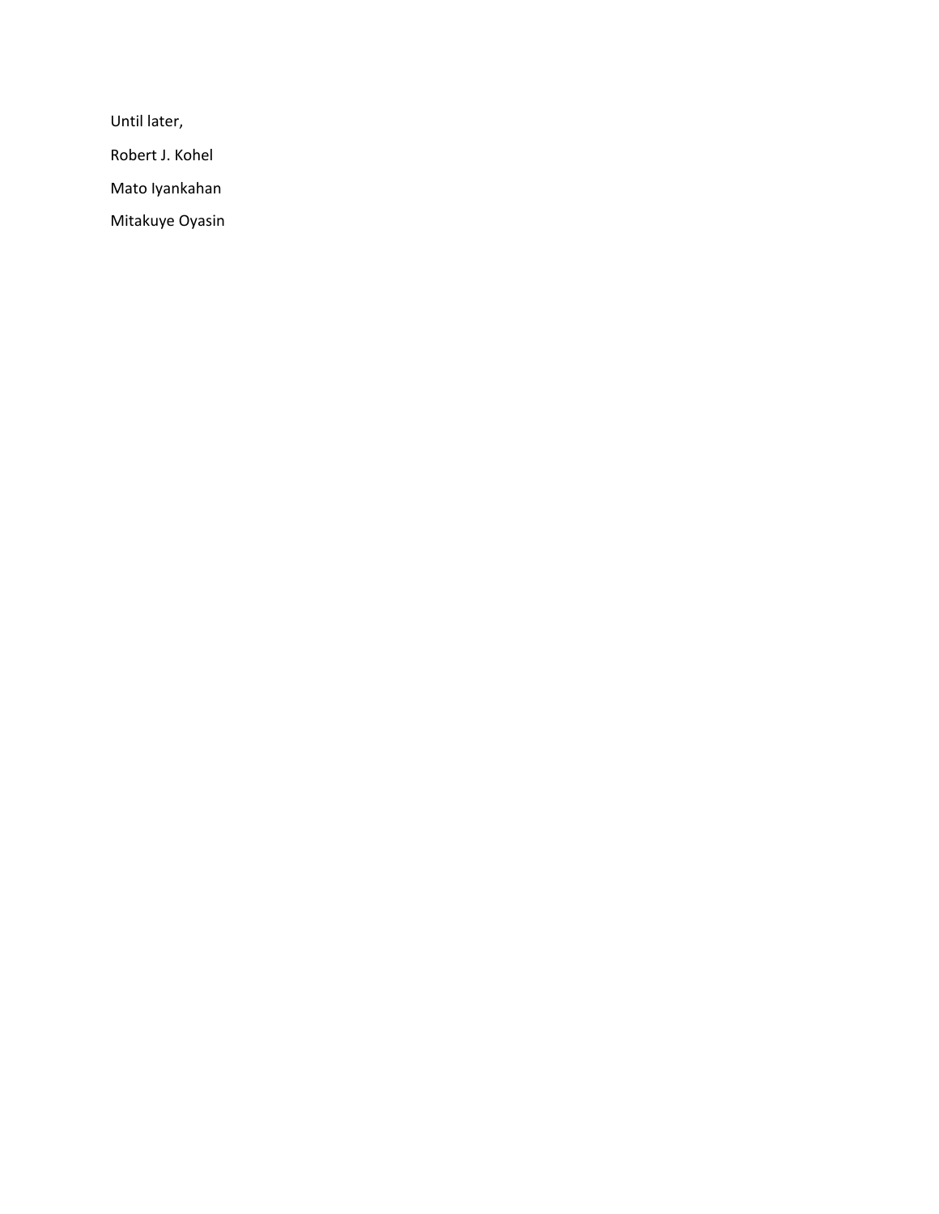Until later,

Robert J. Kohel

Mato Iyankahan

Mitakuye Oyasin